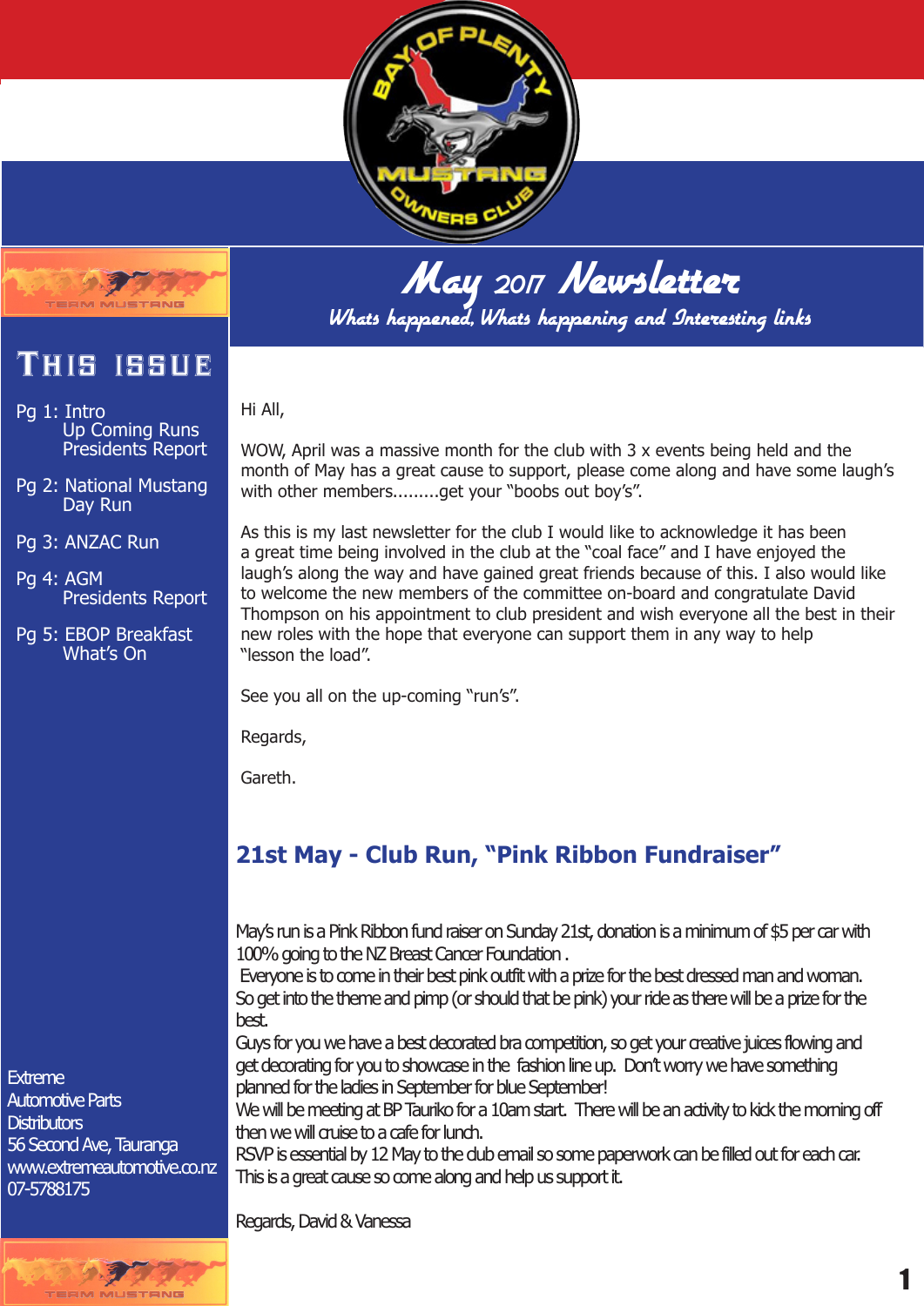# May 2017 Newsletter

*Whats happened, Whats happening and Interesting links*

## This Issue

- Pg 1: Intro
  - Up Coming Runs
  - Presidents Report
- Pg 2: National Mustang Day Run
- Pg 3: ANZAC Run
- Pg 4: AGM
  - Presidents Report
- Pg 5: EBOP Breakfast
  - What's On

Extreme
Automotive Parts
Distributors
56 Second Ave, Tauranga
www.extremeautomotive.co.nz
07-5788175

Hi All,

WOW, April was a massive month for the club with 3 x events being held and the month of May has a great cause to support, please come along and have some laugh's with other members.........get your "boobs out boy's".

As this is my last newsletter for the club I would like to acknowledge it has been a great time being involved in the club at the "coal face" and I have enjoyed the laugh's along the way and have gained great friends because of this. I also would like to welcome the new members of the committee on-board and congratulate David Thompson on his appointment to club president and wish everyone all the best in their new roles with the hope that everyone can support them in any way to help "lesson the load".

See you all on the up-coming "run's".

Regards,

Gareth.

## 21st May - Club Run, "Pink Ribbon Fundraiser"

May's run is a Pink Ribbon fund raiser on Sunday 21st, donation is a minimum of $5 per car with 100% going to the NZ Breast Cancer Foundation .
Everyone is to come in their best pink outfit with a prize for the best dressed man and woman.
So get into the theme and pimp (or should that be pink) your ride as there will be a prize for the best.
Guys for you we have a best decorated bra competition, so get your creative juices flowing and get decorating for you to showcase in the fashion line up. Don't worry we have something planned for the ladies in September for blue September!
We will be meeting at BP Tauriko for a 10am start. There will be an activity to kick the morning off then we will cruise to a cafe for lunch.
RSVP is essential by 12 May to the club email so some paperwork can be filled out for each car.
This is a great cause so come along and help us support it.

Regards, David & Vanessa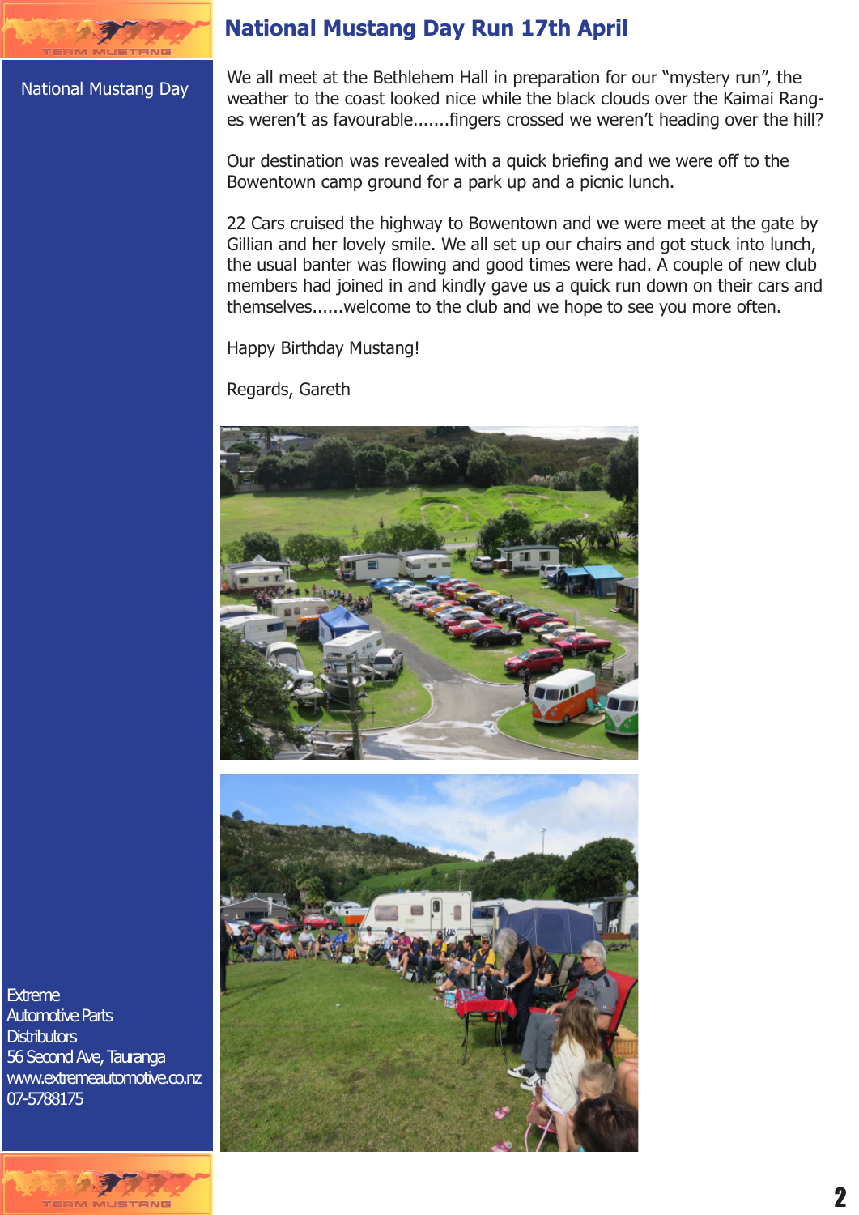# National Mustang Day Run 17th April

National Mustang Day

We all meet at the Bethlehem Hall in preparation for our "mystery run", the weather to the coast looked nice while the black clouds over the Kaimai Ranges weren't as favourable.......fingers crossed we weren't heading over the hill?

Our destination was revealed with a quick briefing and we were off to the Bowentown camp ground for a park up and a picnic lunch.

22 Cars cruised the highway to Bowentown and we were meet at the gate by Gillian and her lovely smile. We all set up our chairs and got stuck into lunch, the usual banter was flowing and good times were had. A couple of new club members had joined in and kindly gave us a quick run down on their cars and themselves......welcome to the club and we hope to see you more often.

Happy Birthday Mustang!

Regards, Gareth

Extreme
Automotive Parts
Distributors
56 Second Ave, Tauranga
www.extremeautomotive.co.nz
07-5788175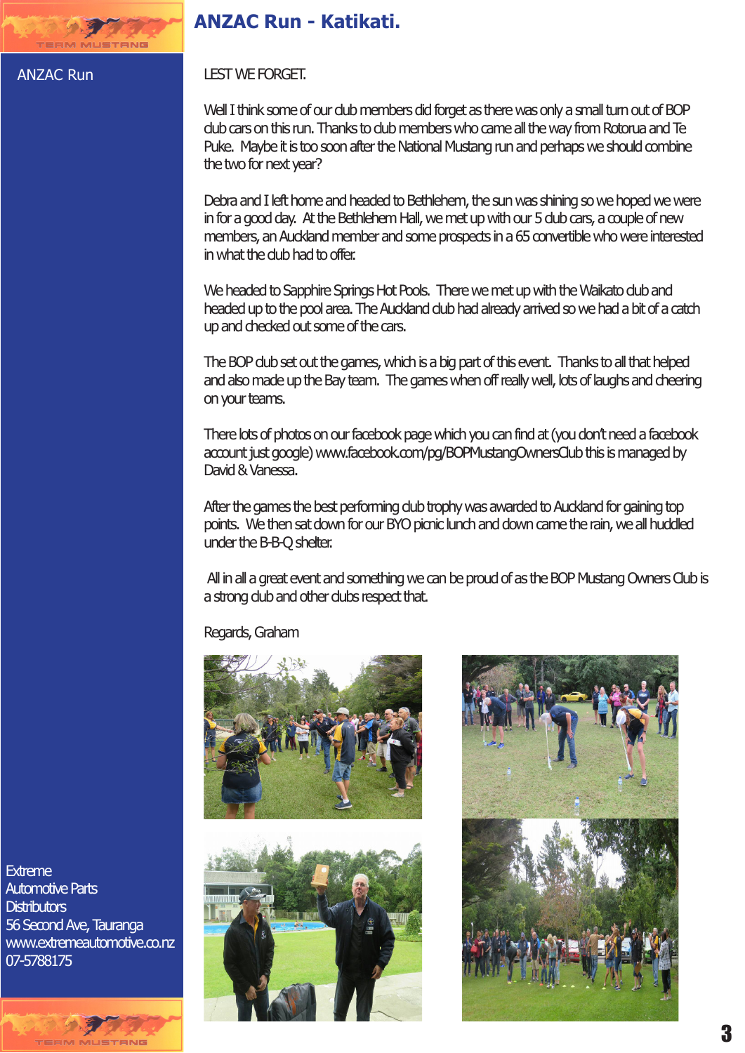# ANZAC Run - Katikati.

ANZAC Run

LEST WE FORGET.

Well I think some of our club members did forget as there was only a small turn out of BOP club cars on this run. Thanks to club members who came all the way from Rotorua and Te Puke. Maybe it is too soon after the National Mustang run and perhaps we should combine the two for next year?

Debra and I left home and headed to Bethlehem, the sun was shining so we hoped we were in for a good day. At the Bethlehem Hall, we met up with our 5 club cars, a couple of new members, an Auckland member and some prospects in a 65 convertible who were interested in what the club had to offer.

We headed to Sapphire Springs Hot Pools. There we met up with the Waikato club and headed up to the pool area. The Auckland club had already arrived so we had a bit of a catch up and checked out some of the cars.

The BOP club set out the games, which is a big part of this event. Thanks to all that helped and also made up the Bay team. The games when off really well, lots of laughs and cheering on your teams.

There lots of photos on our facebook page which you can find at (you don't need a facebook account just google) www.facebook.com/pg/BOPMustangOwnersClub this is managed by David & Vanessa.

After the games the best performing club trophy was awarded to Auckland for gaining top points. We then sat down for our BYO picnic lunch and down came the rain, we all huddled under the B-B-Q shelter.

All in all a great event and something we can be proud of as the BOP Mustang Owners Club is a strong club and other clubs respect that.

Regards, Graham

Extreme
Automotive Parts
Distributors
56 Second Ave, Tauranga
www.extremeautomotive.co.nz
07-5788175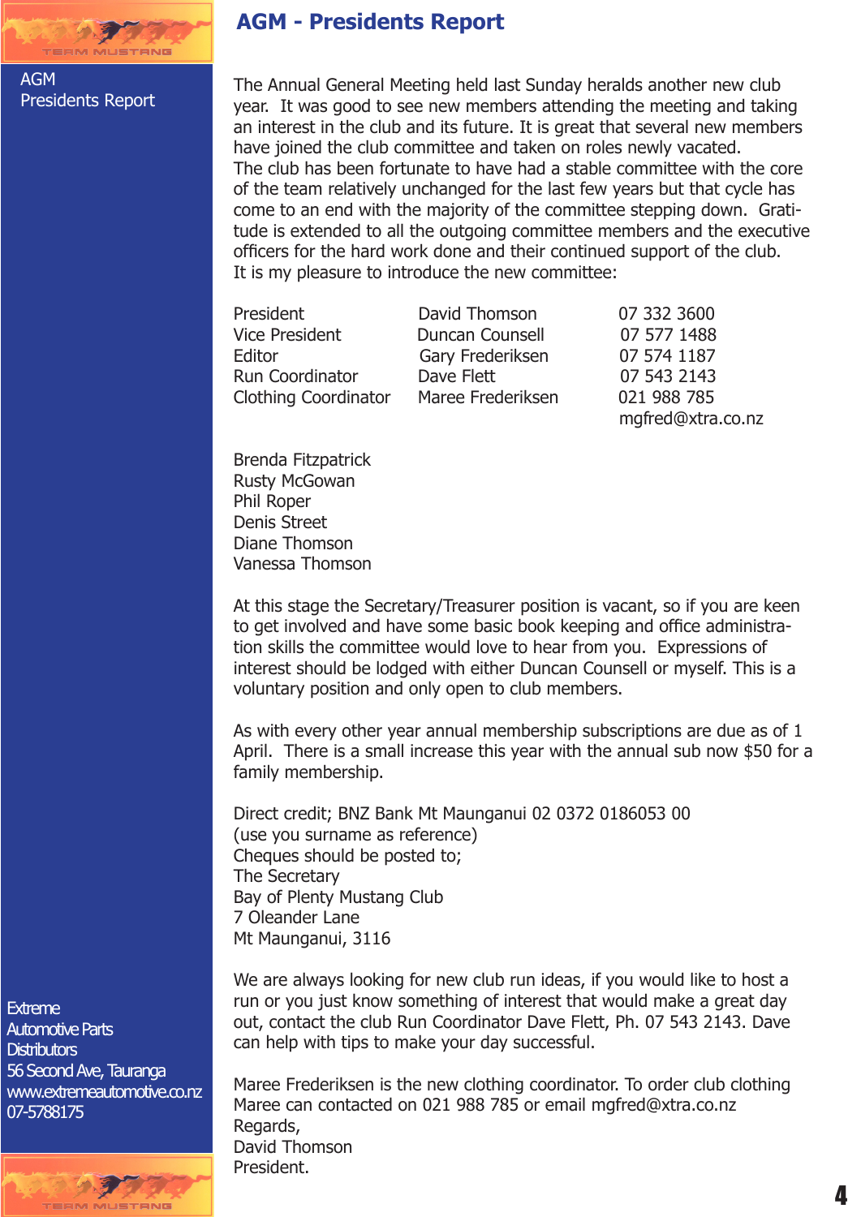# AGM - Presidents Report

AGM
Presidents Report

The Annual General Meeting held last Sunday heralds another new club year. It was good to see new members attending the meeting and taking an interest in the club and its future. It is great that several new members have joined the club committee and taken on roles newly vacated.
The club has been fortunate to have had a stable committee with the core of the team relatively unchanged for the last few years but that cycle has come to an end with the majority of the committee stepping down. Gratitude is extended to all the outgoing committee members and the executive officers for the hard work done and their continued support of the club.
It is my pleasure to introduce the new committee:

| | | |
|---|---|---|
| President | David Thomson | 07 332 3600 |
| Vice President | Duncan Counsell | 07 577 1488 |
| Editor | Gary Frederiksen | 07 574 1187 |
| Run Coordinator | Dave Flett | 07 543 2143 |
| Clothing Coordinator | Maree Frederiksen | 021 988 785 |
| | | mgfred@xtra.co.nz |

Brenda Fitzpatrick
Rusty McGowan
Phil Roper
Denis Street
Diane Thomson
Vanessa Thomson

At this stage the Secretary/Treasurer position is vacant, so if you are keen to get involved and have some basic book keeping and office administration skills the committee would love to hear from you. Expressions of interest should be lodged with either Duncan Counsell or myself. This is a voluntary position and only open to club members.

As with every other year annual membership subscriptions are due as of 1 April. There is a small increase this year with the annual sub now $50 for a family membership.

Direct credit; BNZ Bank Mt Maunganui 02 0372 0186053 00
(use you surname as reference)
Cheques should be posted to;
The Secretary
Bay of Plenty Mustang Club
7 Oleander Lane
Mt Maunganui, 3116

We are always looking for new club run ideas, if you would like to host a run or you just know something of interest that would make a great day out, contact the club Run Coordinator Dave Flett, Ph. 07 543 2143. Dave can help with tips to make your day successful.

Maree Frederiksen is the new clothing coordinator. To order club clothing Maree can contacted on 021 988 785 or email mgfred@xtra.co.nz
Regards,
David Thomson
President.

Extreme
Automotive Parts
Distributors
56 Second Ave, Tauranga
www.extremeautomotive.co.nz
07-5788175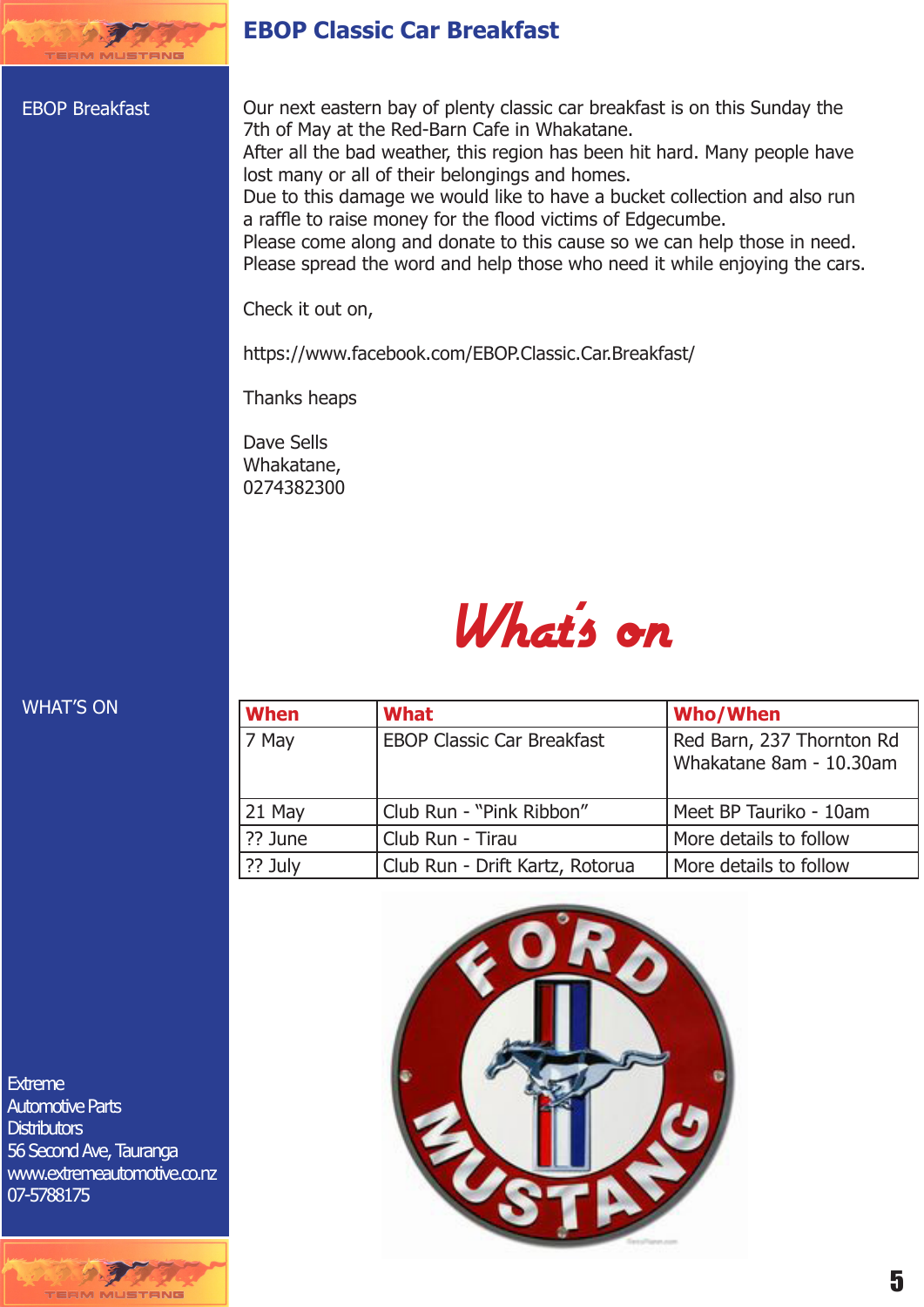# EBOP Classic Car Breakfast

EBOP Breakfast

Our next eastern bay of plenty classic car breakfast is on this Sunday the 7th of May at the Red-Barn Cafe in Whakatane.
After all the bad weather, this region has been hit hard. Many people have lost many or all of their belongings and homes.
Due to this damage we would like to have a bucket collection and also run a raffle to raise money for the flood victims of Edgecumbe.
Please come along and donate to this cause so we can help those in need.
Please spread the word and help those who need it while enjoying the cars.

Check it out on,

https://www.facebook.com/EBOP.Classic.Car.Breakfast/

Thanks heaps

Dave Sells
Whakatane,
0274382300

## What's on

WHAT'S ON

| When | What | Who/When |
|---|---|---|
| 7 May | EBOP Classic Car Breakfast | Red Barn, 237 Thornton Rd Whakatane 8am - 10.30am |
| 21 May | Club Run - "Pink Ribbon" | Meet BP Tauriko - 10am |
| ?? June | Club Run - Tirau | More details to follow |
| ?? July | Club Run - Drift Kartz, Rotorua | More details to follow |

Extreme
Automotive Parts
Distributors
56 Second Ave, Tauranga
www.extremeautomotive.co.nz
07-5788175